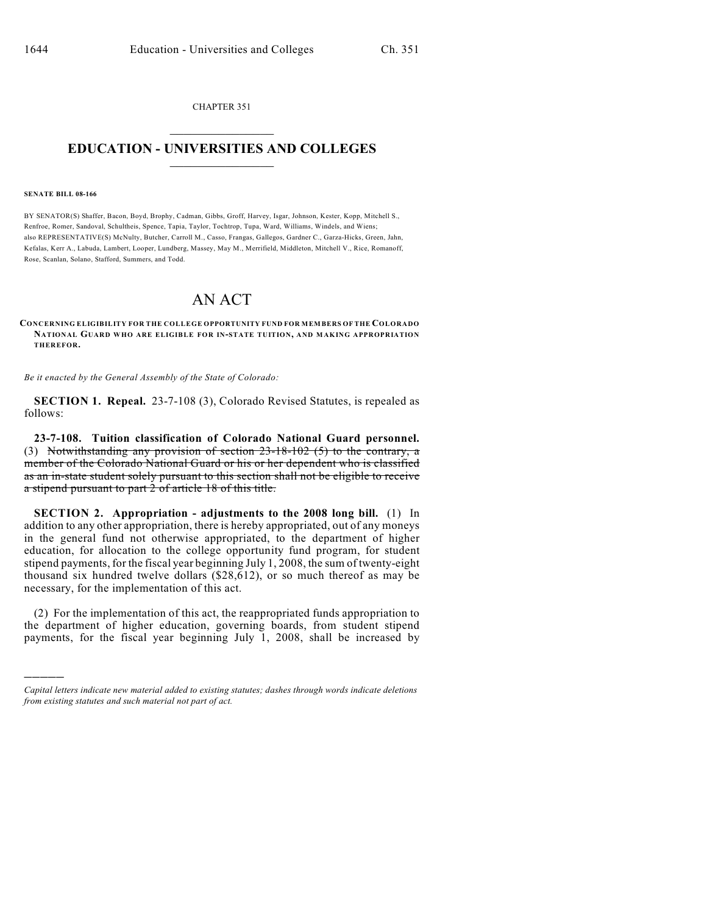CHAPTER 351

# EDUCATION - UNIVERSITIES AND COLLEGES

**SENATE BILL 08-166**

BY SENATOR(S) Shaffer, Bacon, Boyd, Brophy, Cadman, Gibbs, Groff, Harvey, Isgar, Johnson, Kester, Kopp, Mitchell S., Renfroe, Romer, Sandoval, Schultheis, Spence, Tapia, Taylor, Tochtrop, Tupa, Ward, Williams, Windels, and Wiens;
also REPRESENTATIVE(S) McNulty, Butcher, Carroll M., Casso, Frangas, Gallegos, Gardner C., Garza-Hicks, Green, Jahn, Kefalas, Kerr A., Labuda, Lambert, Looper, Lundberg, Massey, May M., Merrifield, Middleton, Mitchell V., Rice, Romanoff, Rose, Scanlan, Solano, Stafford, Summers, and Todd.

# AN ACT

**CONCERNING ELIGIBILITY FOR THE COLLEGE OPPORTUNITY FUND FOR MEMBERS OF THE COLORADO NATIONAL GUARD WHO ARE ELIGIBLE FOR IN-STATE TUITION, AND MAKING APPROPRIATION THEREFOR.**

*Be it enacted by the General Assembly of the State of Colorado:*

**SECTION 1. Repeal.** 23-7-108 (3), Colorado Revised Statutes, is repealed as follows:

**23-7-108. Tuition classification of Colorado National Guard personnel.** (3) ~~Notwithstanding any provision of section 23-18-102 (5) to the contrary, a member of the Colorado National Guard or his or her dependent who is classified as an in-state student solely pursuant to this section shall not be eligible to receive a stipend pursuant to part 2 of article 18 of this title.~~

**SECTION 2. Appropriation - adjustments to the 2008 long bill.** (1) In addition to any other appropriation, there is hereby appropriated, out of any moneys in the general fund not otherwise appropriated, to the department of higher education, for allocation to the college opportunity fund program, for student stipend payments, for the fiscal year beginning July 1, 2008, the sum of twenty-eight thousand six hundred twelve dollars ($28,612), or so much thereof as may be necessary, for the implementation of this act.

(2) For the implementation of this act, the reappropriated funds appropriation to the department of higher education, governing boards, from student stipend payments, for the fiscal year beginning July 1, 2008, shall be increased by

---

*Capital letters indicate new material added to existing statutes; dashes through words indicate deletions from existing statutes and such material not part of act.*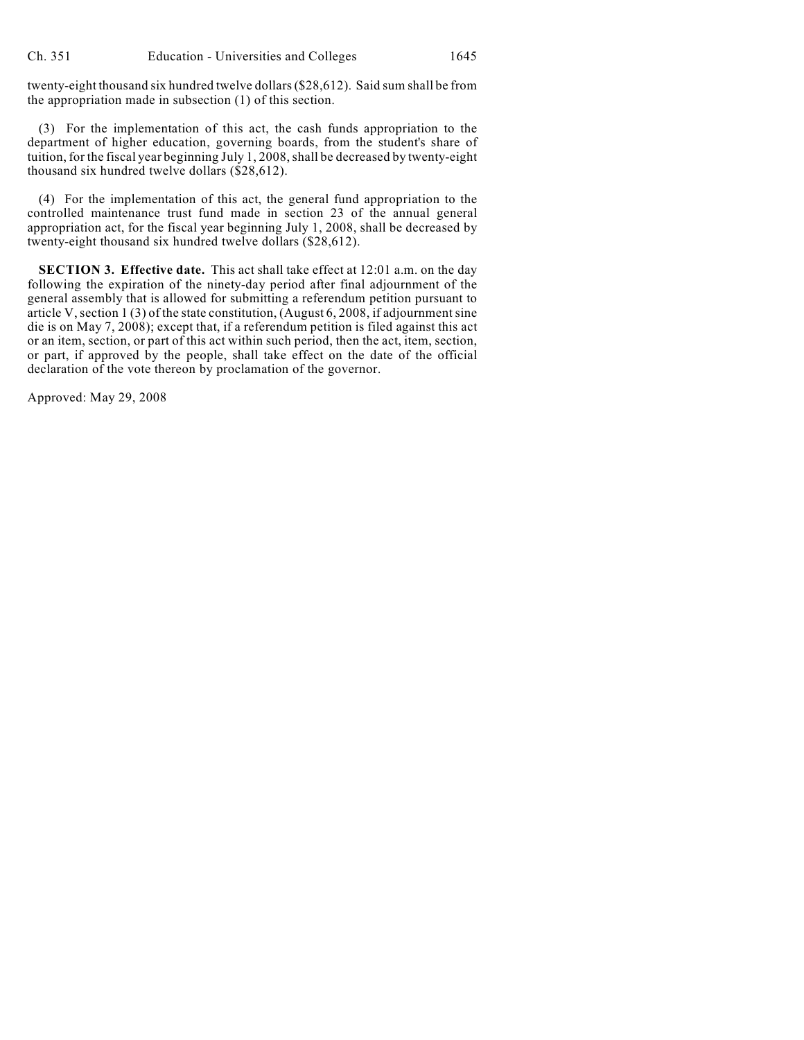twenty-eight thousand six hundred twelve dollars ($28,612). Said sum shall be from the appropriation made in subsection (1) of this section.

(3) For the implementation of this act, the cash funds appropriation to the department of higher education, governing boards, from the student's share of tuition, for the fiscal year beginning July 1, 2008, shall be decreased by twenty-eight thousand six hundred twelve dollars ($28,612).

(4) For the implementation of this act, the general fund appropriation to the controlled maintenance trust fund made in section 23 of the annual general appropriation act, for the fiscal year beginning July 1, 2008, shall be decreased by twenty-eight thousand six hundred twelve dollars ($28,612).

**SECTION 3. Effective date.** This act shall take effect at 12:01 a.m. on the day following the expiration of the ninety-day period after final adjournment of the general assembly that is allowed for submitting a referendum petition pursuant to article V, section 1 (3) of the state constitution, (August 6, 2008, if adjournment sine die is on May 7, 2008); except that, if a referendum petition is filed against this act or an item, section, or part of this act within such period, then the act, item, section, or part, if approved by the people, shall take effect on the date of the official declaration of the vote thereon by proclamation of the governor.

Approved: May 29, 2008